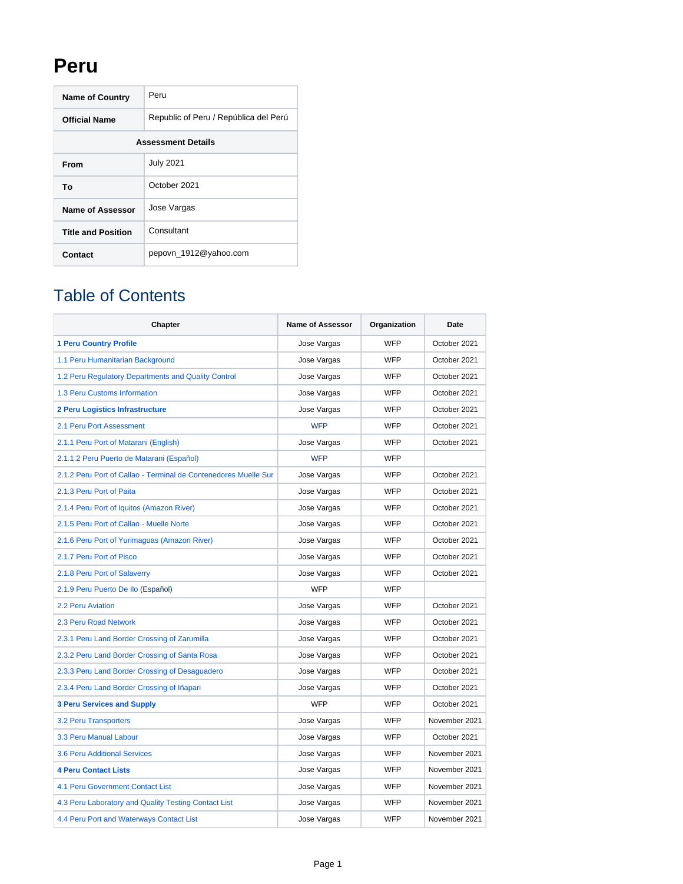# Peru

| Name of Country | Peru |
|---|---|
| Official Name | Republic of Peru / República del Perú |
| **Assessment Details** | |
| From | July 2021 |
| To | October 2021 |
| Name of Assessor | Jose Vargas |
| Title and Position | Consultant |
| Contact | pepovn_1912@yahoo.com |

## Table of Contents

| Chapter | Name of Assessor | Organization | Date |
|---|---|---|---|
| **1 Peru Country Profile** | Jose Vargas | WFP | October 2021 |
| 1.1 Peru Humanitarian Background | Jose Vargas | WFP | October 2021 |
| 1.2 Peru Regulatory Departments and Quality Control | Jose Vargas | WFP | October 2021 |
| 1.3 Peru Customs Information | Jose Vargas | WFP | October 2021 |
| **2 Peru Logistics Infrastructure** | Jose Vargas | WFP | October 2021 |
| 2.1 Peru Port Assessment | WFP | WFP | October 2021 |
| 2.1.1 Peru Port of Matarani (English) | Jose Vargas | WFP | October 2021 |
| 2.1.1.2 Peru Puerto de Matarani (Español) | WFP | WFP | |
| 2.1.2 Peru Port of Callao - Terminal de Contenedores Muelle Sur | Jose Vargas | WFP | October 2021 |
| 2.1.3 Peru Port of Paita | Jose Vargas | WFP | October 2021 |
| 2.1.4 Peru Port of Iquitos (Amazon River) | Jose Vargas | WFP | October 2021 |
| 2.1.5 Peru Port of Callao - Muelle Norte | Jose Vargas | WFP | October 2021 |
| 2.1.6 Peru Port of Yurimaguas (Amazon River) | Jose Vargas | WFP | October 2021 |
| 2.1.7 Peru Port of Pisco | Jose Vargas | WFP | October 2021 |
| 2.1.8 Peru Port of Salaverry | Jose Vargas | WFP | October 2021 |
| 2.1.9 Peru Puerto De Ilo (Español) | WFP | WFP | |
| 2.2 Peru Aviation | Jose Vargas | WFP | October 2021 |
| 2.3 Peru Road Network | Jose Vargas | WFP | October 2021 |
| 2.3.1 Peru Land Border Crossing of Zarumilla | Jose Vargas | WFP | October 2021 |
| 2.3.2 Peru Land Border Crossing of Santa Rosa | Jose Vargas | WFP | October 2021 |
| 2.3.3 Peru Land Border Crossing of Desaguadero | Jose Vargas | WFP | October 2021 |
| 2.3.4 Peru Land Border Crossing of Iñapari | Jose Vargas | WFP | October 2021 |
| **3 Peru Services and Supply** | WFP | WFP | October 2021 |
| 3.2 Peru Transporters | Jose Vargas | WFP | November 2021 |
| 3.3 Peru Manual Labour | Jose Vargas | WFP | October 2021 |
| 3.6 Peru Additional Services | Jose Vargas | WFP | November 2021 |
| **4 Peru Contact Lists** | Jose Vargas | WFP | November 2021 |
| 4.1 Peru Government Contact List | Jose Vargas | WFP | November 2021 |
| 4.3 Peru Laboratory and Quality Testing Contact List | Jose Vargas | WFP | November 2021 |
| 4.4 Peru Port and Waterways Contact List | Jose Vargas | WFP | November 2021 |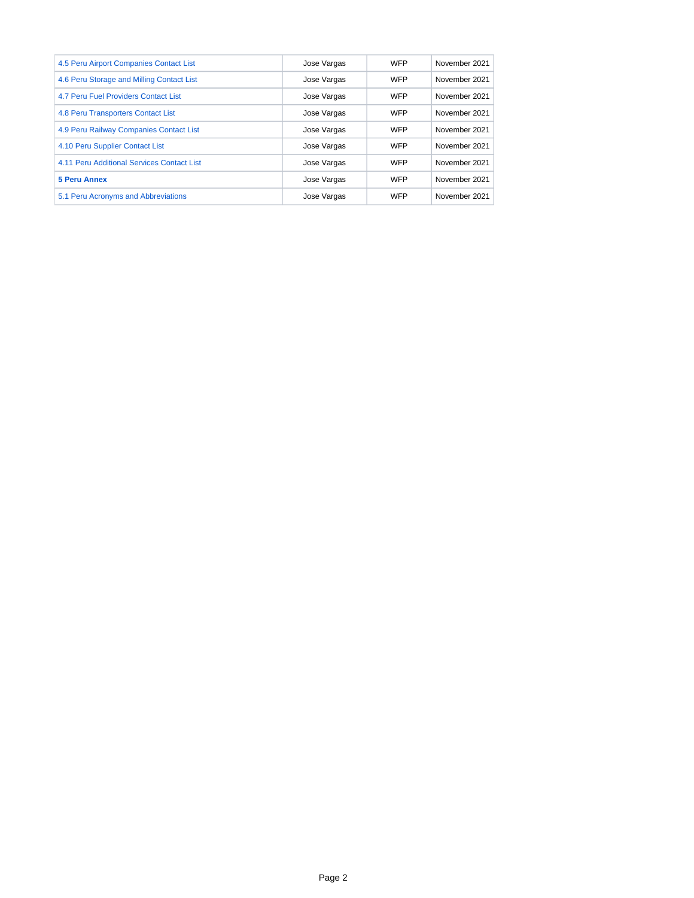| | | | |
|---|---|---|---|
| 4.5 Peru Airport Companies Contact List | Jose Vargas | WFP | November 2021 |
| 4.6 Peru Storage and Milling Contact List | Jose Vargas | WFP | November 2021 |
| 4.7 Peru Fuel Providers Contact List | Jose Vargas | WFP | November 2021 |
| 4.8 Peru Transporters Contact List | Jose Vargas | WFP | November 2021 |
| 4.9 Peru Railway Companies Contact List | Jose Vargas | WFP | November 2021 |
| 4.10 Peru Supplier Contact List | Jose Vargas | WFP | November 2021 |
| 4.11 Peru Additional Services Contact List | Jose Vargas | WFP | November 2021 |
| **5 Peru Annex** | Jose Vargas | WFP | November 2021 |
| 5.1 Peru Acronyms and Abbreviations | Jose Vargas | WFP | November 2021 |